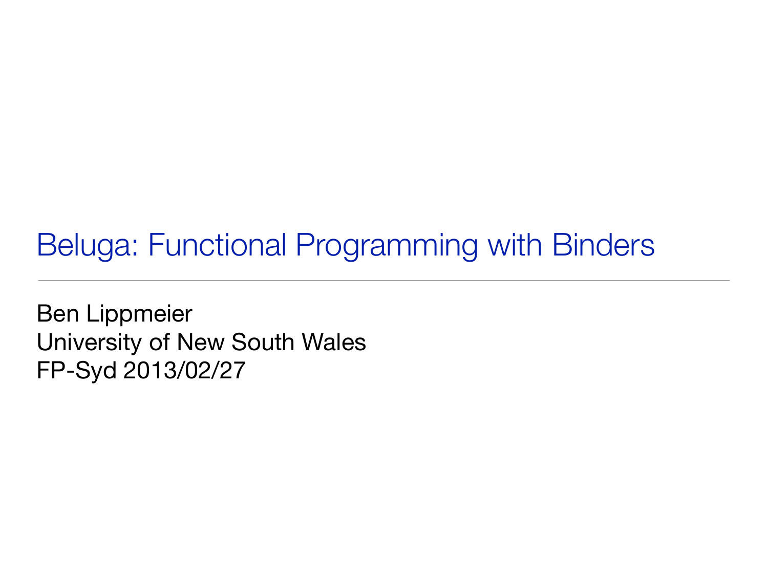# Beluga: Functional Programming with Binders

Ben Lippmeier
University of New South Wales
FP-Syd 2013/02/27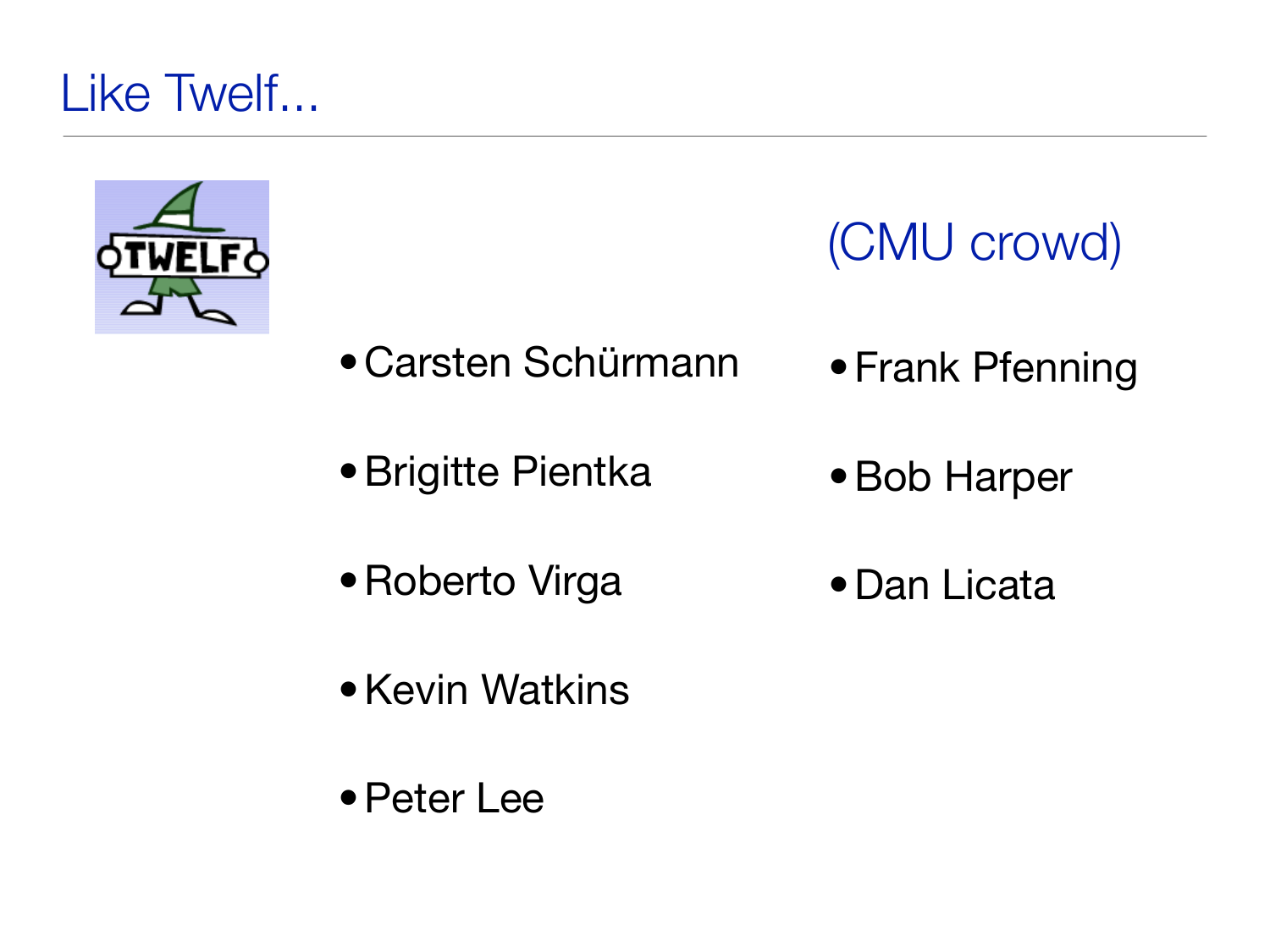# Like Twelf...

- Carsten Schürmann
- Brigitte Pientka
- Roberto Virga
- Kevin Watkins
- Peter Lee

(CMU crowd)

- Frank Pfenning
- Bob Harper
- Dan Licata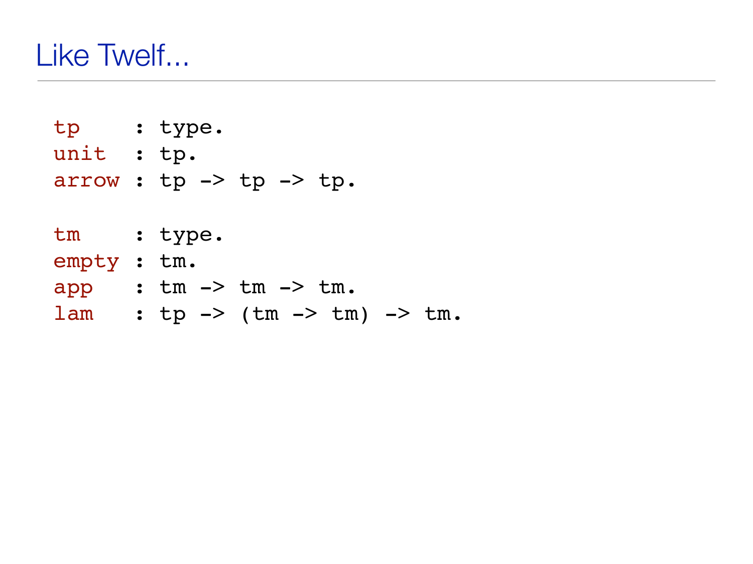# Like Twelf...

```
tp    : type.
unit  : tp.
arrow : tp -> tp -> tp.

tm    : type.
empty : tm.
app   : tm -> tm -> tm.
lam   : tp -> (tm -> tm) -> tm.
```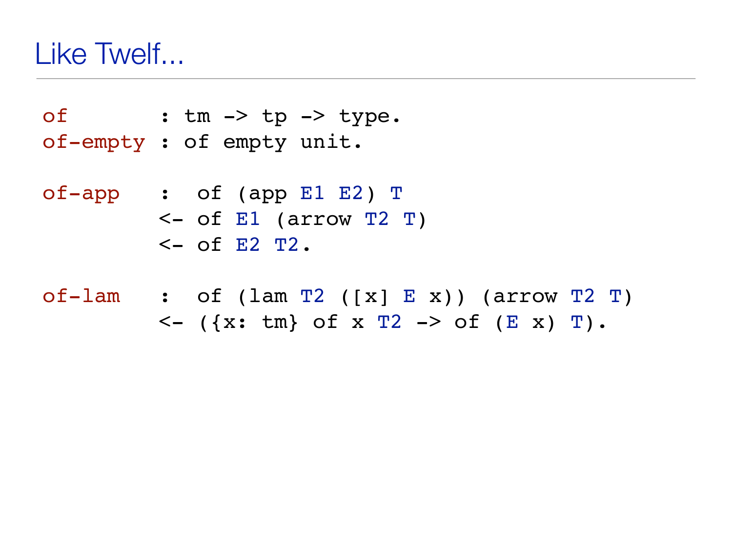# Like Twelf...

```
of       : tm -> tp -> type.
of-empty : of empty unit.

of-app   :  of (app E1 E2) T
         <- of E1 (arrow T2 T)
         <- of E2 T2.

of-lam   :  of (lam T2 ([x] E x)) (arrow T2 T)
         <- ({x: tm} of x T2 -> of (E x) T).
```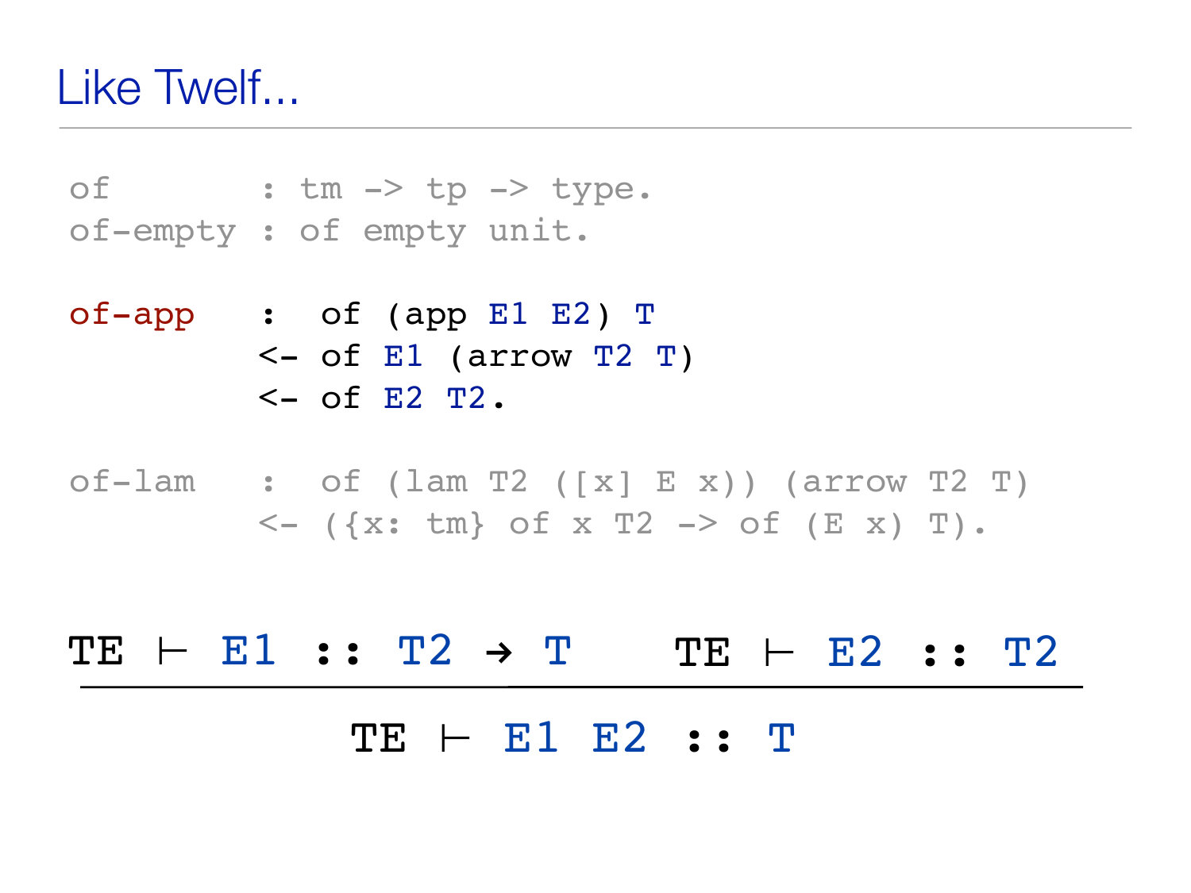# Like Twelf...

```
of        : tm -> tp -> type.
of-empty  : of empty unit.

of-app    :  of (app E1 E2) T
          <- of E1 (arrow T2 T)
          <- of E2 T2.

of-lam    :  of (lam T2 ([x] E x)) (arrow T2 T)
          <- ({x: tm} of x T2 -> of (E x) T).
```

$$\frac{\mathtt{TE} \vdash \mathtt{E1} :: \mathtt{T2} \rightarrow \mathtt{T} \qquad \mathtt{TE} \vdash \mathtt{E2} :: \mathtt{T2}}{\mathtt{TE} \vdash \mathtt{E1}\ \mathtt{E2} :: \mathtt{T}}$$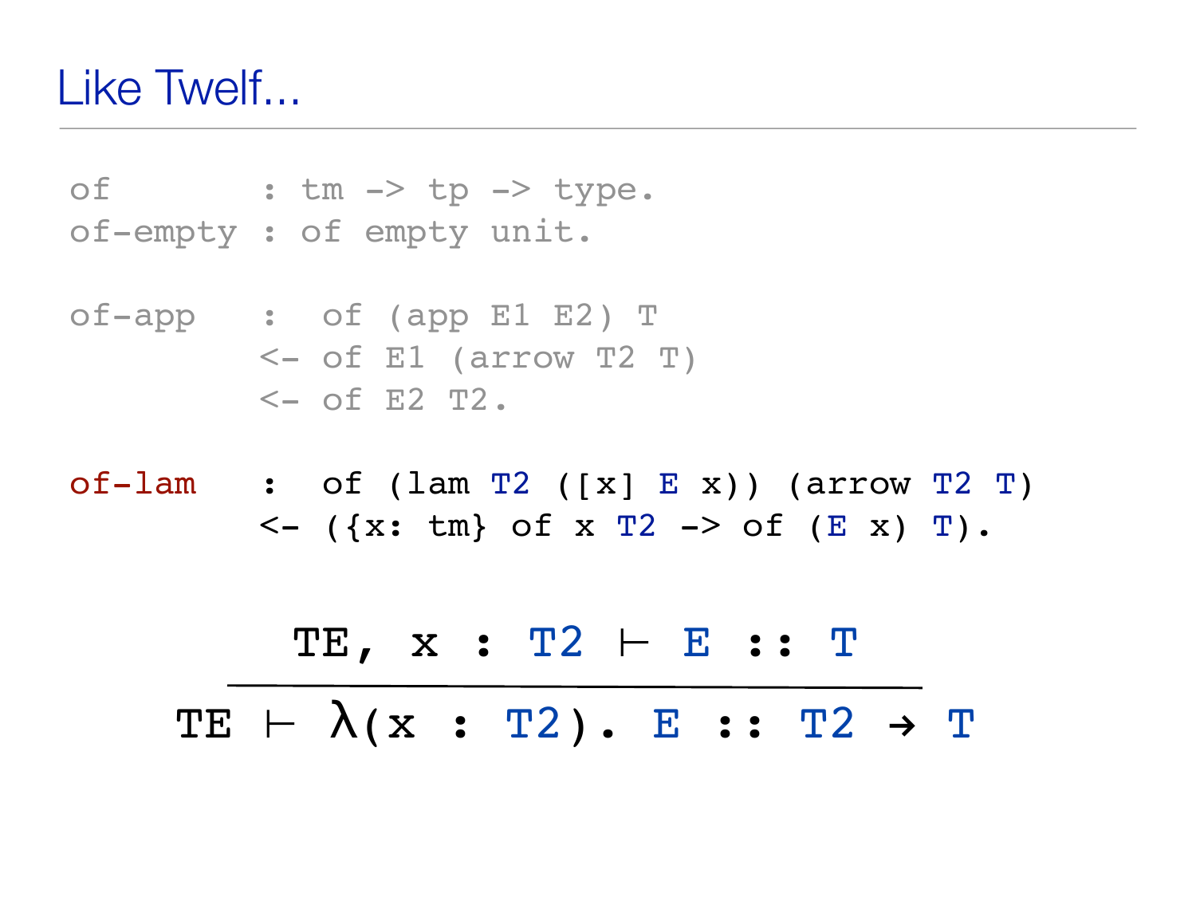# Like Twelf...

```
of        : tm -> tp -> type.
of-empty  : of empty unit.

of-app    :  of (app E1 E2) T
          <- of E1 (arrow T2 T)
          <- of E2 T2.

of-lam    :  of (lam T2 ([x] E x)) (arrow T2 T)
          <- ({x: tm} of x T2 -> of (E x) T).
```

$$\frac{\texttt{TE, x : T2} \vdash \texttt{E :: T}}{\texttt{TE} \vdash \lambda\texttt{(x : T2). E :: T2} \rightarrow \texttt{T}}$$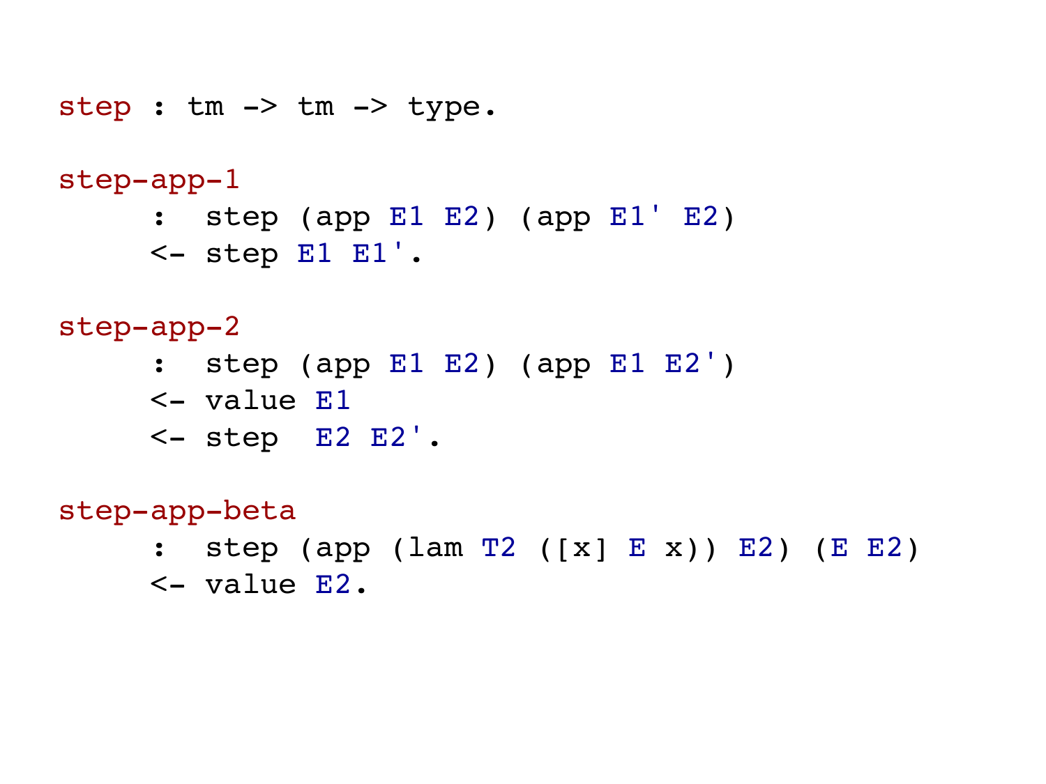```
step : tm -> tm -> type.

step-app-1
     :  step (app E1 E2) (app E1' E2)
     <- step E1 E1'.

step-app-2
     :  step (app E1 E2) (app E1 E2')
     <- value E1
     <- step  E2 E2'.

step-app-beta
     :  step (app (lam T2 ([x] E x)) E2) (E E2)
     <- value E2.
```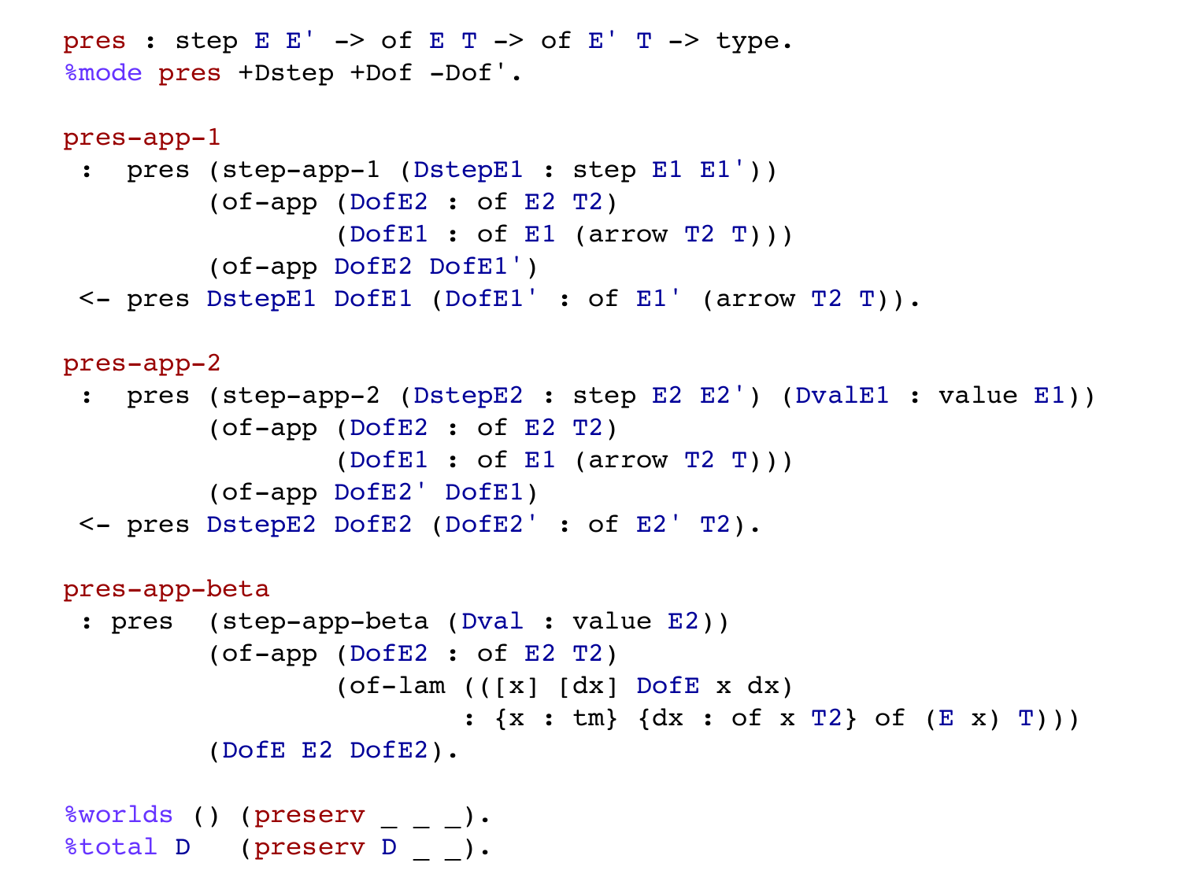```
pres : step E E' -> of E T -> of E' T -> type.
%mode pres +Dstep +Dof -Dof'.

pres-app-1
 :  pres (step-app-1 (DstepE1 : step E1 E1'))
        (of-app (DofE2 : of E2 T2)
                (DofE1 : of E1 (arrow T2 T)))
        (of-app DofE2 DofE1')
 <- pres DstepE1 DofE1 (DofE1' : of E1' (arrow T2 T)).

pres-app-2
 :  pres (step-app-2 (DstepE2 : step E2 E2') (DvalE1 : value E1))
        (of-app (DofE2 : of E2 T2)
                (DofE1 : of E1 (arrow T2 T)))
        (of-app DofE2' DofE1)
 <- pres DstepE2 DofE2 (DofE2' : of E2' T2).

pres-app-beta
 : pres  (step-app-beta (Dval : value E2))
        (of-app (DofE2 : of E2 T2)
                (of-lam (([x] [dx] DofE x dx)
                        : {x : tm} {dx : of x T2} of (E x) T)))
        (DofE E2 DofE2).

%worlds () (preserv _ _ _).
%total D   (preserv D _ _).
```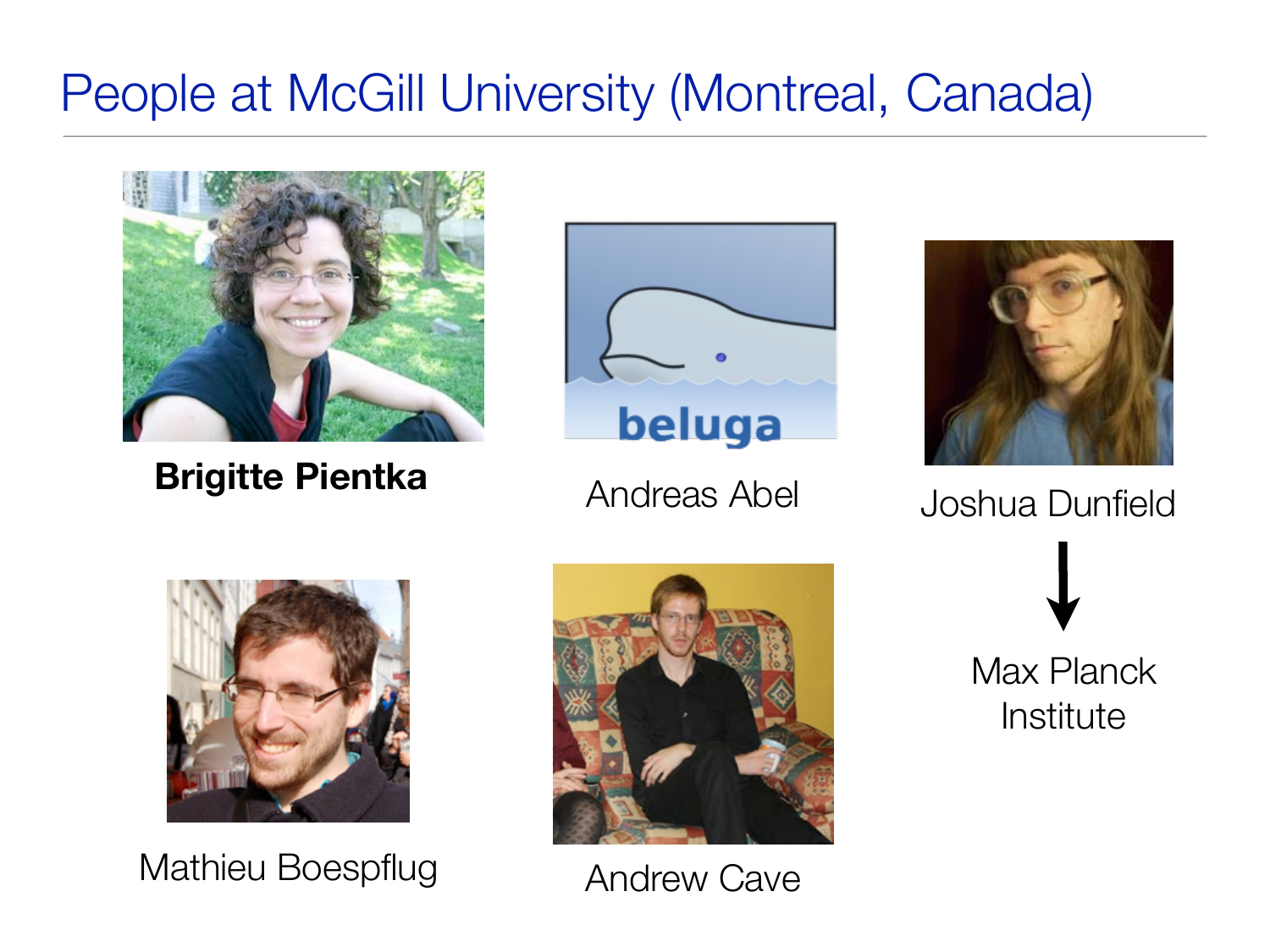# People at McGill University (Montreal, Canada)

**Brigitte Pientka**

Andreas Abel

Joshua Dunfield

→ Max Planck Institute

Mathieu Boespflug

Andrew Cave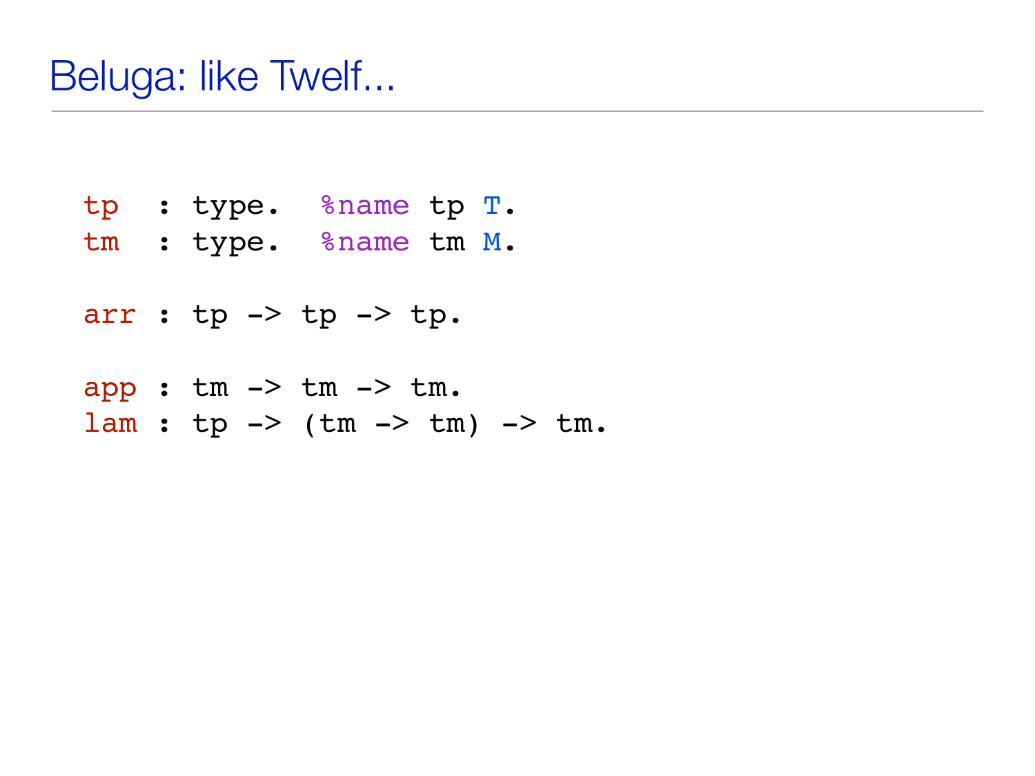# Beluga: like Twelf...

```
tp  : type.  %name tp T.
tm  : type.  %name tm M.

arr : tp -> tp -> tp.

app : tm -> tm -> tm.
lam : tp -> (tm -> tm) -> tm.
```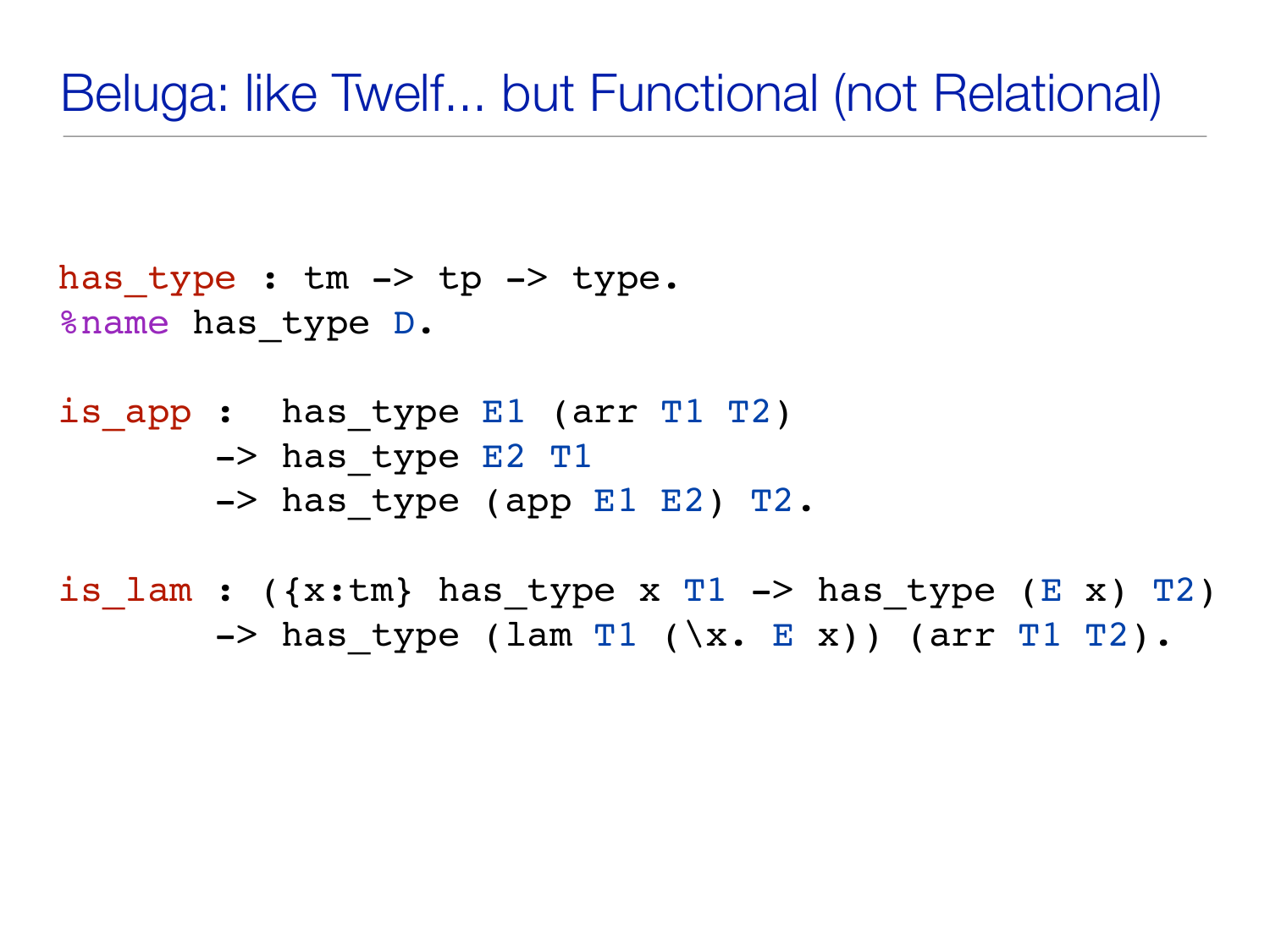# Beluga: like Twelf... but Functional (not Relational)

```
has_type : tm -> tp -> type.
%name has_type D.

is_app :  has_type E1 (arr T1 T2)
       -> has_type E2 T1
       -> has_type (app E1 E2) T2.

is_lam : ({x:tm} has_type x T1 -> has_type (E x) T2)
       -> has_type (lam T1 (\x. E x)) (arr T1 T2).
```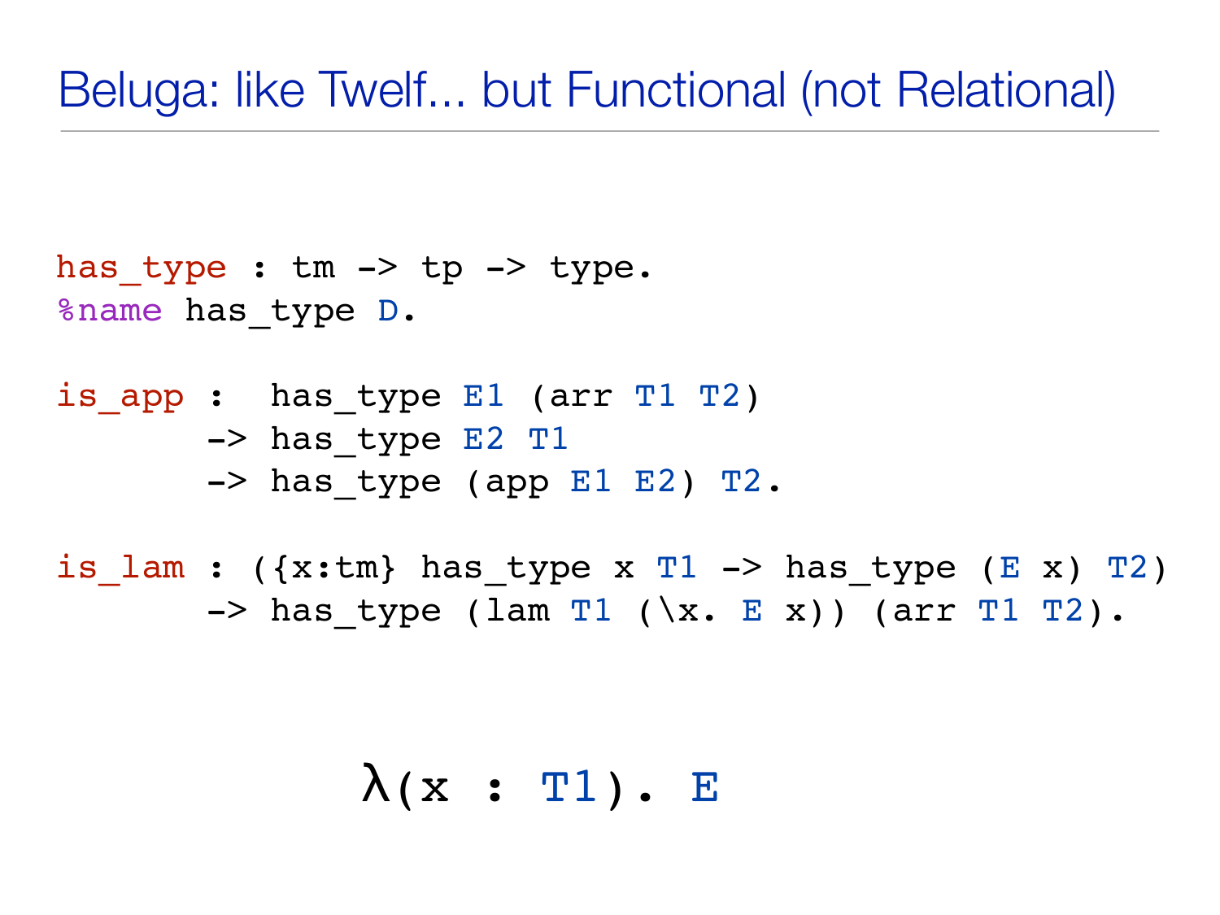# Beluga: like Twelf... but Functional (not Relational)

```
has_type : tm -> tp -> type.
%name has_type D.

is_app :  has_type E1 (arr T1 T2)
       -> has_type E2 T1
       -> has_type (app E1 E2) T2.

is_lam : ({x:tm} has_type x T1 -> has_type (E x) T2)
       -> has_type (lam T1 (\x. E x)) (arr T1 T2).
```

```
λ(x : T1). E
```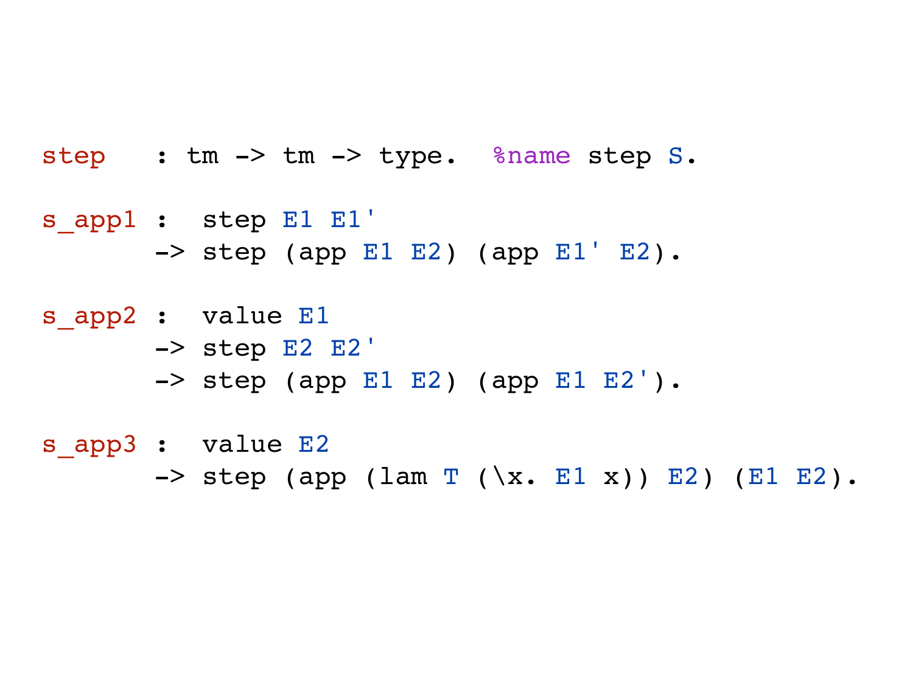```
step   : tm -> tm -> type.  %name step S.

s_app1 :  step E1 E1'
       -> step (app E1 E2) (app E1' E2).

s_app2 :  value E1
       -> step E2 E2'
       -> step (app E1 E2) (app E1 E2').

s_app3 :  value E2
       -> step (app (lam T (\x. E1 x)) E2) (E1 E2).
```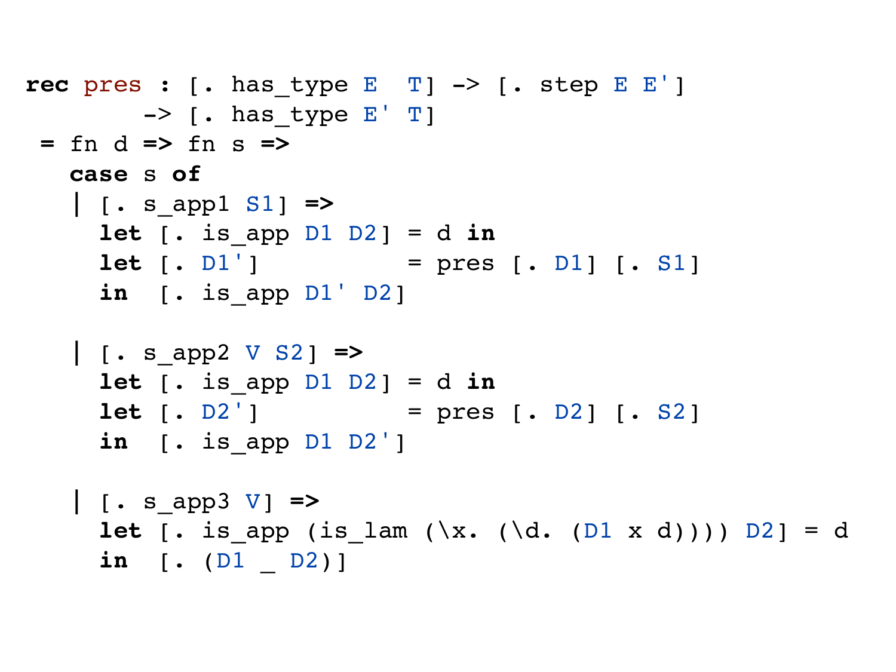```
rec pres : [. has_type E  T] -> [. step E E']
        -> [. has_type E' T]
 = fn d => fn s =>
   case s of
   | [. s_app1 S1] =>
     let [. is_app D1 D2] = d in
     let [. D1']          = pres [. D1] [. S1]
     in  [. is_app D1' D2]

   | [. s_app2 V S2] =>
     let [. is_app D1 D2] = d in
     let [. D2']          = pres [. D2] [. S2]
     in  [. is_app D1 D2']

   | [. s_app3 V] =>
     let [. is_app (is_lam (\x. (\d. (D1 x d)))) D2] = d
     in  [. (D1 _ D2)]
```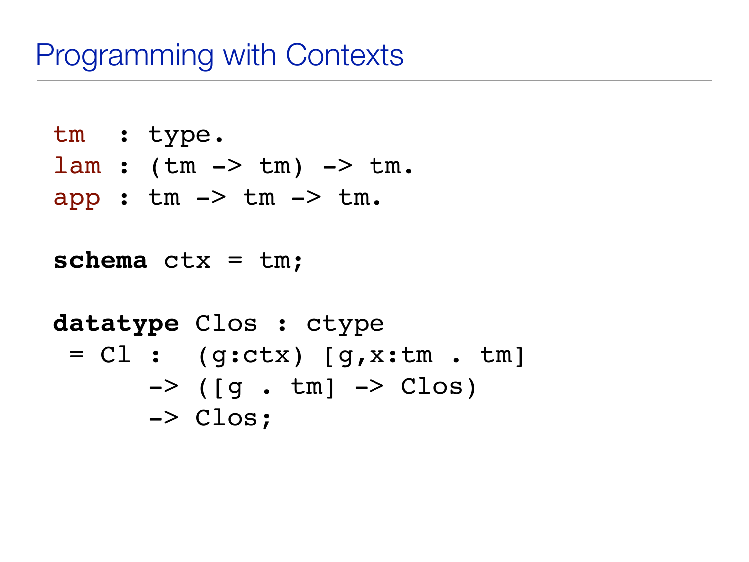# Programming with Contexts

```
tm  : type.
lam : (tm -> tm) -> tm.
app : tm -> tm -> tm.

schema ctx = tm;

datatype Clos : ctype
 = Cl :  (g:ctx) [g,x:tm . tm]
      -> ([g . tm] -> Clos)
      -> Clos;
```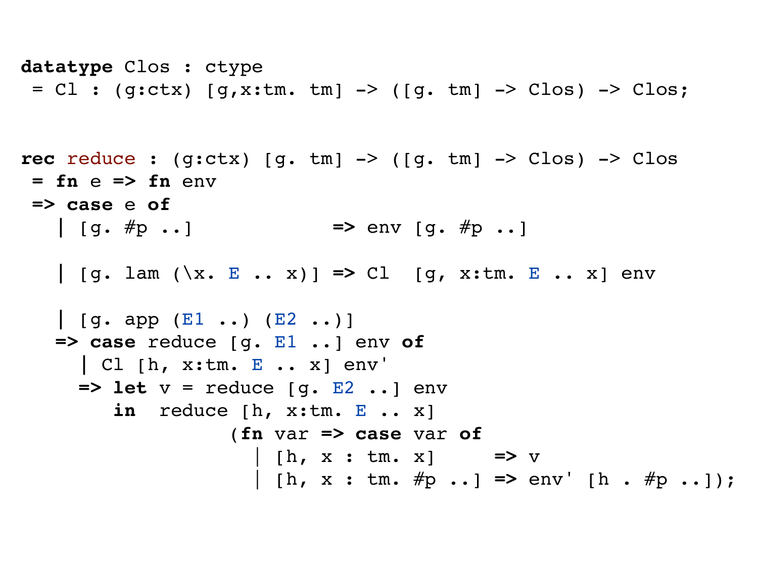```
datatype Clos : ctype
 = Cl : (g:ctx) [g,x:tm. tm] -> ([g. tm] -> Clos) -> Clos;


rec reduce : (g:ctx) [g. tm] -> ([g. tm] -> Clos) -> Clos
 = fn e => fn env
 => case e of
   | [g. #p ..]              => env [g. #p ..]

   | [g. lam (\x. E .. x)] => Cl  [g, x:tm. E .. x] env

   | [g. app (E1 ..) (E2 ..)]
   => case reduce [g. E1 ..] env of
     | Cl [h, x:tm. E .. x] env'
     => let v = reduce [g. E2 ..] env
        in  reduce [h, x:tm. E .. x]
                  (fn var => case var of
                    | [h, x : tm. x]     => v
                    | [h, x : tm. #p ..] => env' [h . #p ..]);
```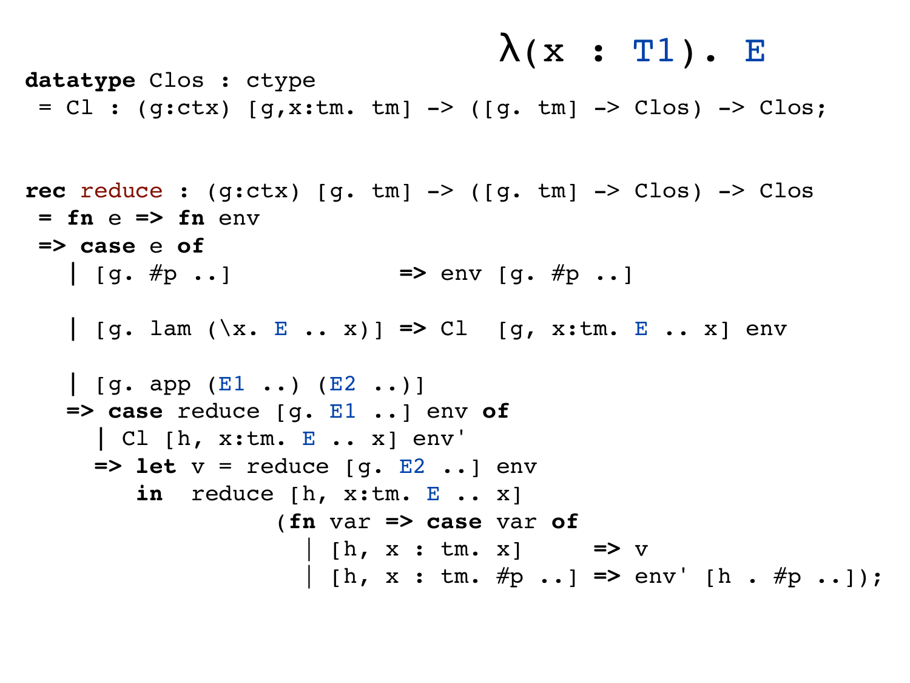$$\lambda(x : T1).\ E$$

```
datatype Clos : ctype
 = Cl : (g:ctx) [g,x:tm. tm] -> ([g. tm] -> Clos) -> Clos;


rec reduce : (g:ctx) [g. tm] -> ([g. tm] -> Clos) -> Clos
 = fn e => fn env
 => case e of
   | [g. #p ..]              => env [g. #p ..]

   | [g. lam (\x. E .. x)] => Cl  [g, x:tm. E .. x] env

   | [g. app (E1 ..) (E2 ..)]
   => case reduce [g. E1 ..] env of
     | Cl [h, x:tm. E .. x] env'
     => let v = reduce [g. E2 ..] env
        in  reduce [h, x:tm. E .. x]
                  (fn var => case var of
                     | [h, x : tm. x]      => v
                     | [h, x : tm. #p ..] => env' [h . #p ..]);
```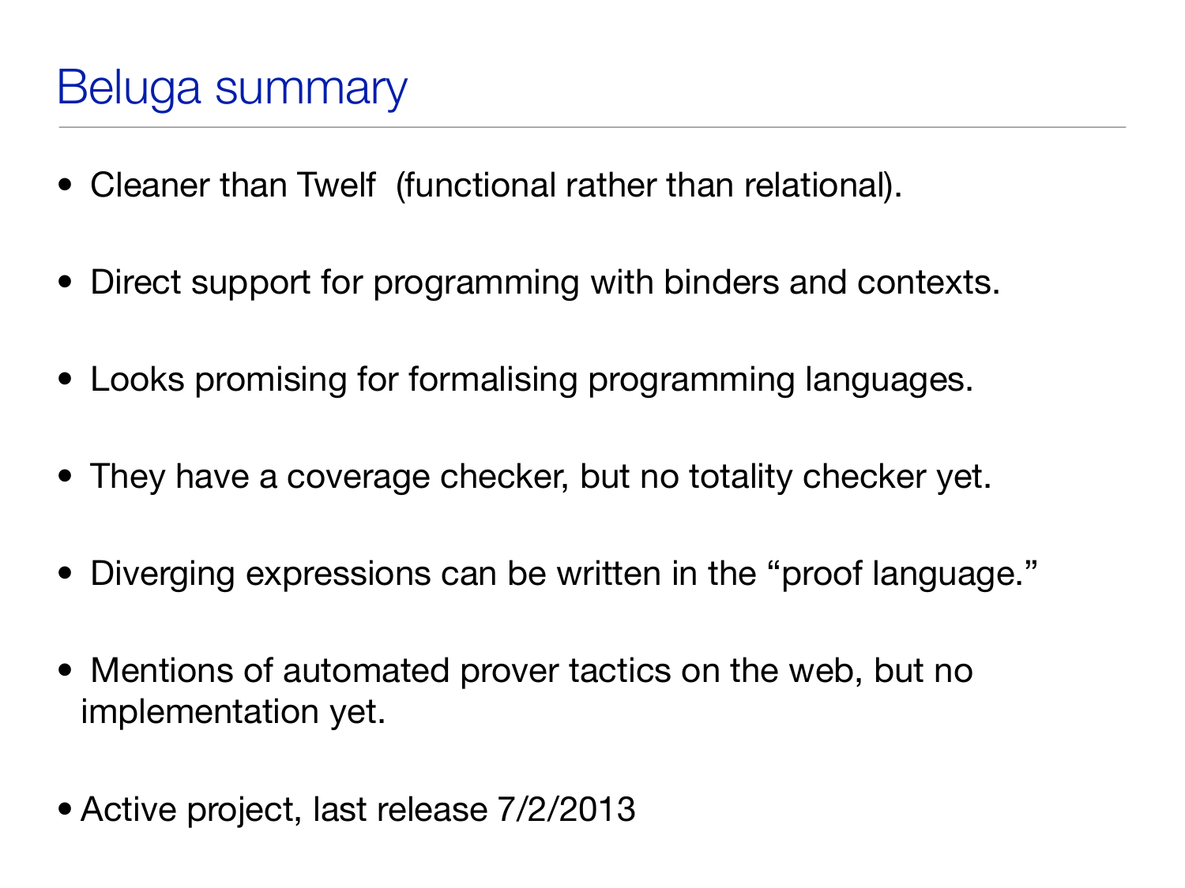# Beluga summary

- Cleaner than Twelf (functional rather than relational).
- Direct support for programming with binders and contexts.
- Looks promising for formalising programming languages.
- They have a coverage checker, but no totality checker yet.
- Diverging expressions can be written in the “proof language.”
- Mentions of automated prover tactics on the web, but no implementation yet.
- Active project, last release 7/2/2013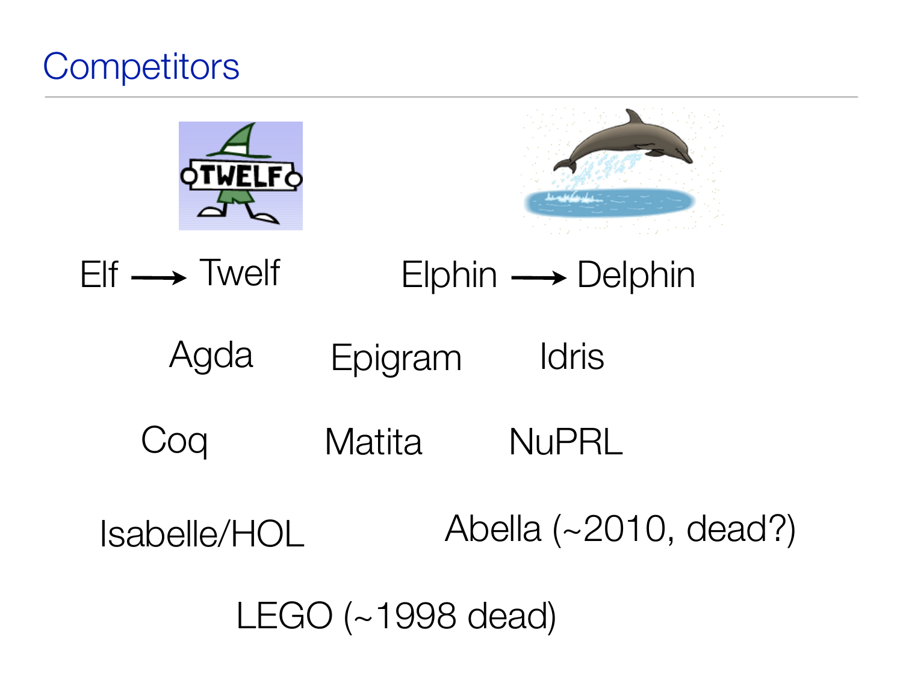# Competitors

Elf ⟶ Twelf

Elphin ⟶ Delphin

Agda

Epigram

Idris

Coq

Matita

NuPRL

Isabelle/HOL

Abella (~2010, dead?)

LEGO (~1998 dead)